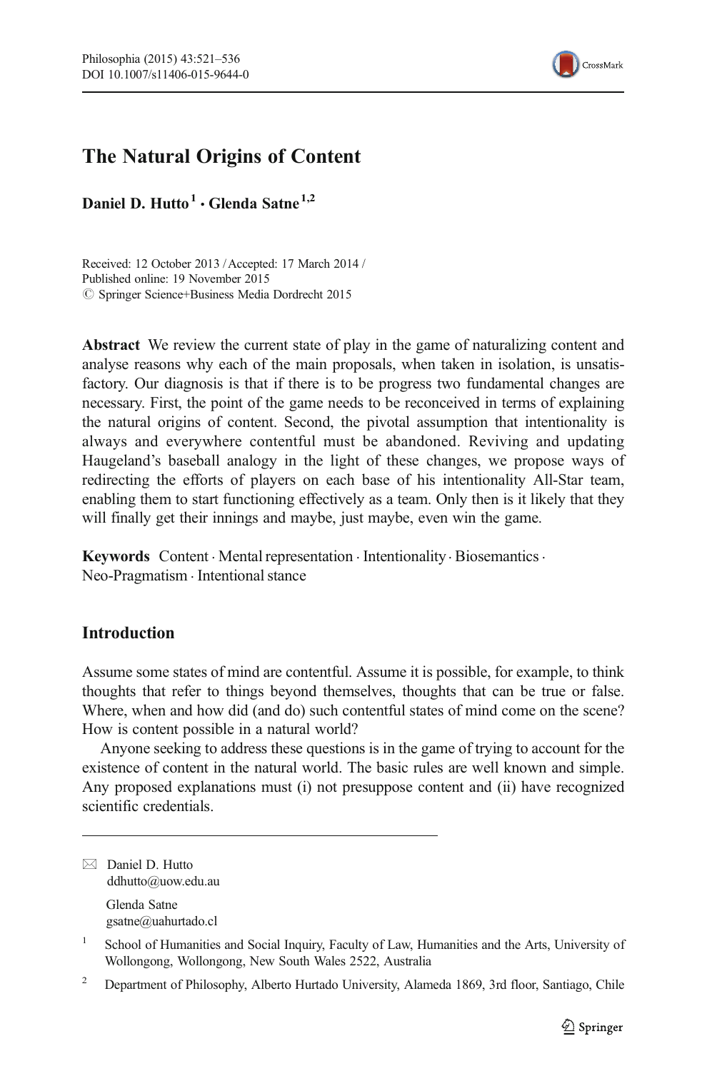# The Natural Origins of Content

**Daniel D. Hutto**[1] · **Glenda Satne**[1,2]

Received: 12 October 2013 / Accepted: 17 March 2014 /
Published online: 19 November 2015
© Springer Science+Business Media Dordrecht 2015

**Abstract** We review the current state of play in the game of naturalizing content and analyse reasons why each of the main proposals, when taken in isolation, is unsatisfactory. Our diagnosis is that if there is to be progress two fundamental changes are necessary. First, the point of the game needs to be reconceived in terms of explaining the natural origins of content. Second, the pivotal assumption that intentionality is always and everywhere contentful must be abandoned. Reviving and updating Haugeland's baseball analogy in the light of these changes, we propose ways of redirecting the efforts of players on each base of his intentionality All-Star team, enabling them to start functioning effectively as a team. Only then is it likely that they will finally get their innings and maybe, just maybe, even win the game.

**Keywords** Content · Mental representation · Intentionality · Biosemantics · Neo-Pragmatism · Intentional stance

## Introduction

Assume some states of mind are contentful. Assume it is possible, for example, to think thoughts that refer to things beyond themselves, thoughts that can be true or false. Where, when and how did (and do) such contentful states of mind come on the scene? How is content possible in a natural world?

Anyone seeking to address these questions is in the game of trying to account for the existence of content in the natural world. The basic rules are well known and simple. Any proposed explanations must (i) not presuppose content and (ii) have recognized scientific credentials.

---

✉ Daniel D. Hutto
ddhutto@uow.edu.au

Glenda Satne
gsatne@uahurtado.cl

[1] School of Humanities and Social Inquiry, Faculty of Law, Humanities and the Arts, University of Wollongong, Wollongong, New South Wales 2522, Australia

[2] Department of Philosophy, Alberto Hurtado University, Alameda 1869, 3rd floor, Santiago, Chile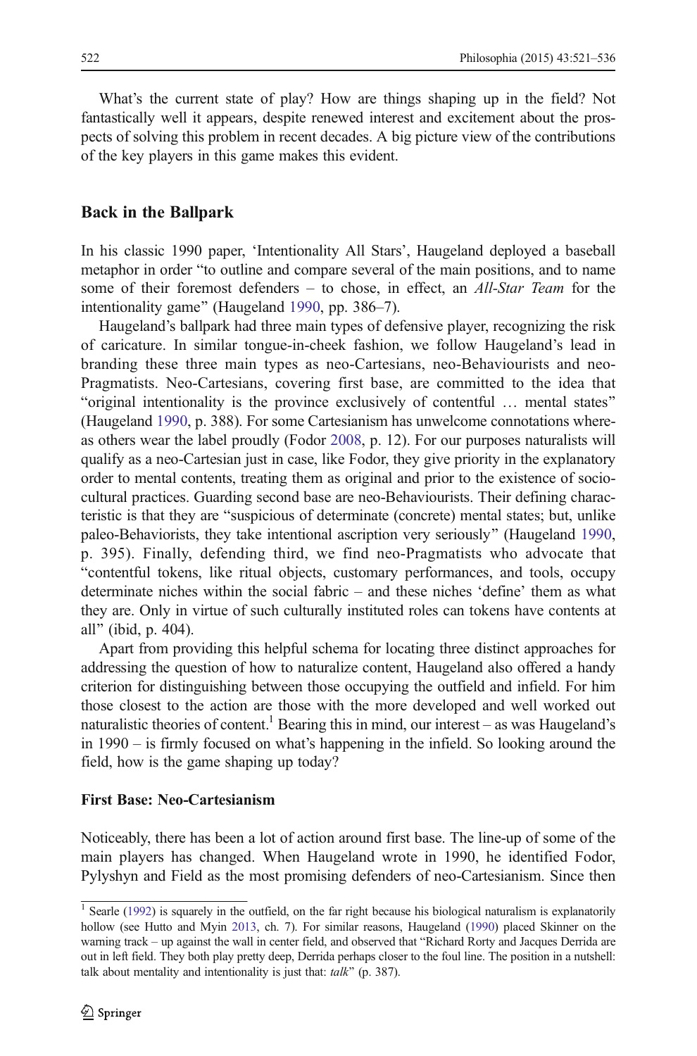What's the current state of play? How are things shaping up in the field? Not fantastically well it appears, despite renewed interest and excitement about the prospects of solving this problem in recent decades. A big picture view of the contributions of the key players in this game makes this evident.

## Back in the Ballpark

In his classic 1990 paper, 'Intentionality All Stars', Haugeland deployed a baseball metaphor in order "to outline and compare several of the main positions, and to name some of their foremost defenders – to chose, in effect, an *All-Star Team* for the intentionality game" (Haugeland 1990, pp. 386–7).

Haugeland's ballpark had three main types of defensive player, recognizing the risk of caricature. In similar tongue-in-cheek fashion, we follow Haugeland's lead in branding these three main types as neo-Cartesians, neo-Behaviourists and neo-Pragmatists. Neo-Cartesians, covering first base, are committed to the idea that "original intentionality is the province exclusively of contentful … mental states" (Haugeland 1990, p. 388). For some Cartesianism has unwelcome connotations whereas others wear the label proudly (Fodor 2008, p. 12). For our purposes naturalists will qualify as a neo-Cartesian just in case, like Fodor, they give priority in the explanatory order to mental contents, treating them as original and prior to the existence of socio-cultural practices. Guarding second base are neo-Behaviourists. Their defining characteristic is that they are "suspicious of determinate (concrete) mental states; but, unlike paleo-Behaviorists, they take intentional ascription very seriously" (Haugeland 1990, p. 395). Finally, defending third, we find neo-Pragmatists who advocate that "contentful tokens, like ritual objects, customary performances, and tools, occupy determinate niches within the social fabric – and these niches 'define' them as what they are. Only in virtue of such culturally instituted roles can tokens have contents at all" (ibid, p. 404).

Apart from providing this helpful schema for locating three distinct approaches for addressing the question of how to naturalize content, Haugeland also offered a handy criterion for distinguishing between those occupying the outfield and infield. For him those closest to the action are those with the more developed and well worked out naturalistic theories of content.[1] Bearing this in mind, our interest – as was Haugeland's in 1990 – is firmly focused on what's happening in the infield. So looking around the field, how is the game shaping up today?

### First Base: Neo-Cartesianism

Noticeably, there has been a lot of action around first base. The line-up of some of the main players has changed. When Haugeland wrote in 1990, he identified Fodor, Pylyshyn and Field as the most promising defenders of neo-Cartesianism. Since then

[1] Searle (1992) is squarely in the outfield, on the far right because his biological naturalism is explanatorily hollow (see Hutto and Myin 2013, ch. 7). For similar reasons, Haugeland (1990) placed Skinner on the warning track – up against the wall in center field, and observed that "Richard Rorty and Jacques Derrida are out in left field. They both play pretty deep, Derrida perhaps closer to the foul line. The position in a nutshell: talk about mentality and intentionality is just that: *talk*" (p. 387).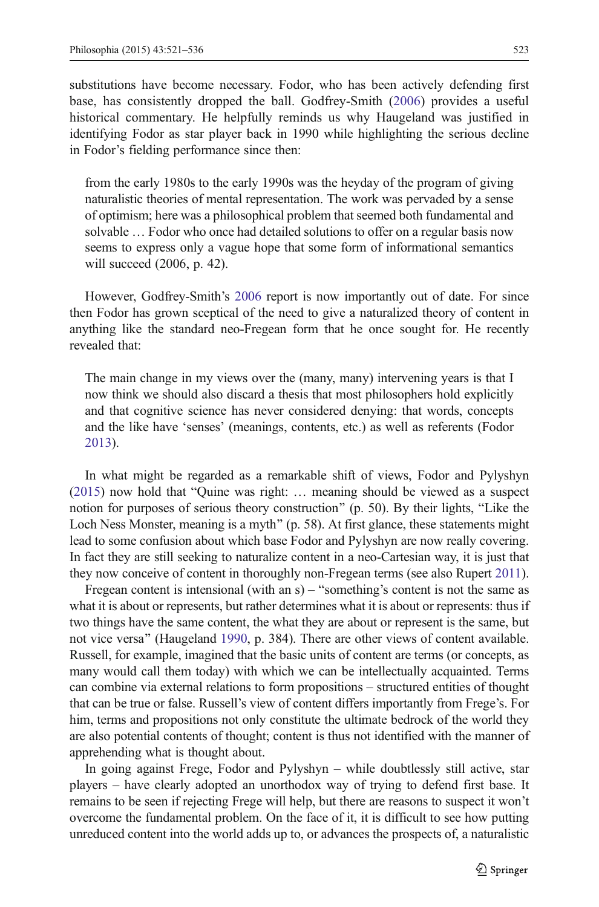substitutions have become necessary. Fodor, who has been actively defending first base, has consistently dropped the ball. Godfrey-Smith (2006) provides a useful historical commentary. He helpfully reminds us why Haugeland was justified in identifying Fodor as star player back in 1990 while highlighting the serious decline in Fodor's fielding performance since then:

> from the early 1980s to the early 1990s was the heyday of the program of giving naturalistic theories of mental representation. The work was pervaded by a sense of optimism; here was a philosophical problem that seemed both fundamental and solvable … Fodor who once had detailed solutions to offer on a regular basis now seems to express only a vague hope that some form of informational semantics will succeed (2006, p. 42).

However, Godfrey-Smith's 2006 report is now importantly out of date. For since then Fodor has grown sceptical of the need to give a naturalized theory of content in anything like the standard neo-Fregean form that he once sought for. He recently revealed that:

> The main change in my views over the (many, many) intervening years is that I now think we should also discard a thesis that most philosophers hold explicitly and that cognitive science has never considered denying: that words, concepts and the like have 'senses' (meanings, contents, etc.) as well as referents (Fodor 2013).

In what might be regarded as a remarkable shift of views, Fodor and Pylyshyn (2015) now hold that "Quine was right: … meaning should be viewed as a suspect notion for purposes of serious theory construction" (p. 50). By their lights, "Like the Loch Ness Monster, meaning is a myth" (p. 58). At first glance, these statements might lead to some confusion about which base Fodor and Pylyshyn are now really covering. In fact they are still seeking to naturalize content in a neo-Cartesian way, it is just that they now conceive of content in thoroughly non-Fregean terms (see also Rupert 2011).

Fregean content is intensional (with an s) – "something's content is not the same as what it is about or represents, but rather determines what it is about or represents: thus if two things have the same content, the what they are about or represent is the same, but not vice versa" (Haugeland 1990, p. 384). There are other views of content available. Russell, for example, imagined that the basic units of content are terms (or concepts, as many would call them today) with which we can be intellectually acquainted. Terms can combine via external relations to form propositions – structured entities of thought that can be true or false. Russell's view of content differs importantly from Frege's. For him, terms and propositions not only constitute the ultimate bedrock of the world they are also potential contents of thought; content is thus not identified with the manner of apprehending what is thought about.

In going against Frege, Fodor and Pylyshyn – while doubtlessly still active, star players – have clearly adopted an unorthodox way of trying to defend first base. It remains to be seen if rejecting Frege will help, but there are reasons to suspect it won't overcome the fundamental problem. On the face of it, it is difficult to see how putting unreduced content into the world adds up to, or advances the prospects of, a naturalistic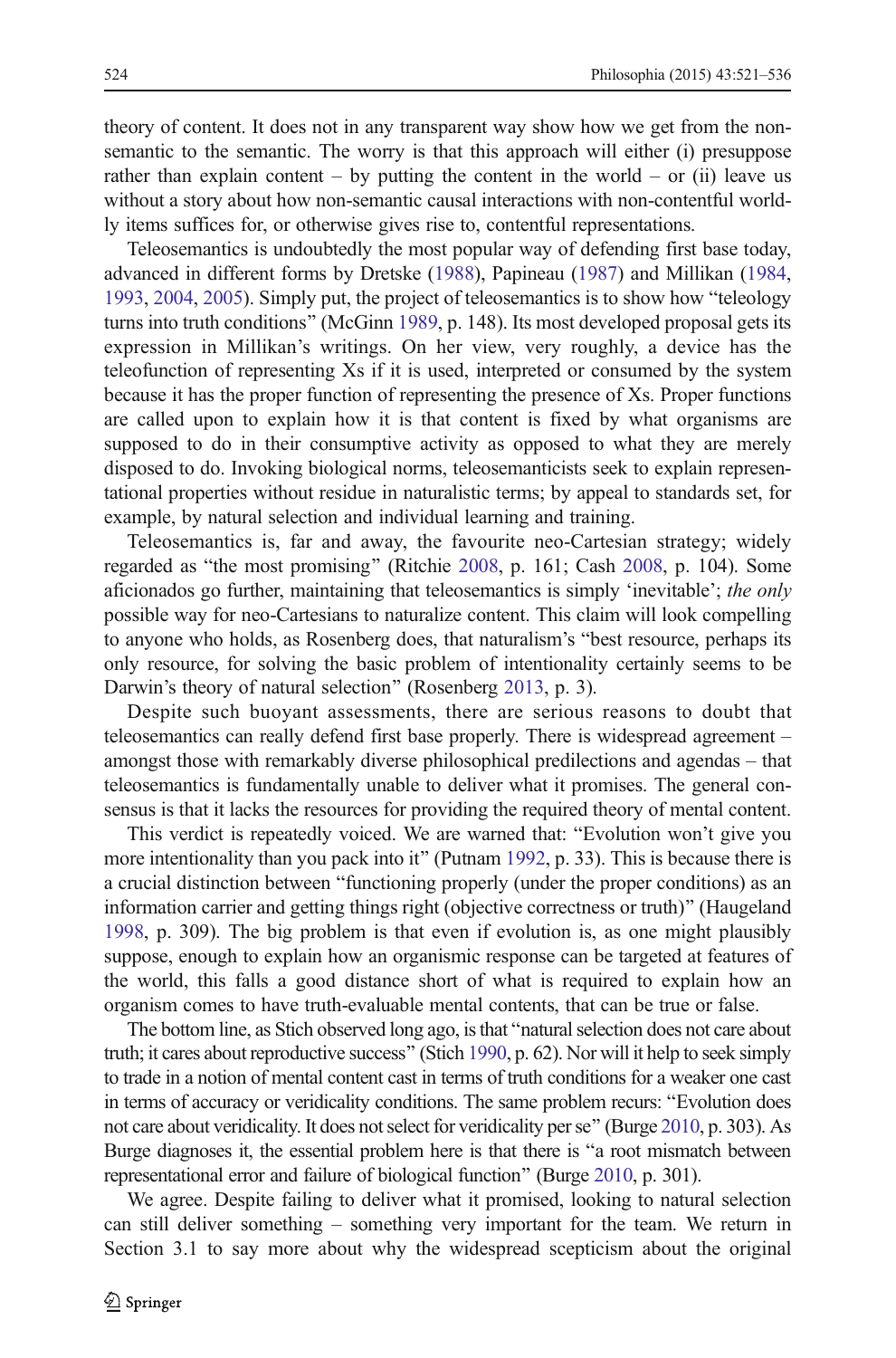theory of content. It does not in any transparent way show how we get from the non-semantic to the semantic. The worry is that this approach will either (i) presuppose rather than explain content – by putting the content in the world – or (ii) leave us without a story about how non-semantic causal interactions with non-contentful worldly items suffices for, or otherwise gives rise to, contentful representations.

Teleosemantics is undoubtedly the most popular way of defending first base today, advanced in different forms by Dretske (1988), Papineau (1987) and Millikan (1984, 1993, 2004, 2005). Simply put, the project of teleosemantics is to show how "teleology turns into truth conditions" (McGinn 1989, p. 148). Its most developed proposal gets its expression in Millikan's writings. On her view, very roughly, a device has the teleofunction of representing Xs if it is used, interpreted or consumed by the system because it has the proper function of representing the presence of Xs. Proper functions are called upon to explain how it is that content is fixed by what organisms are supposed to do in their consumptive activity as opposed to what they are merely disposed to do. Invoking biological norms, teleosemanticists seek to explain representational properties without residue in naturalistic terms; by appeal to standards set, for example, by natural selection and individual learning and training.

Teleosemantics is, far and away, the favourite neo-Cartesian strategy; widely regarded as "the most promising" (Ritchie 2008, p. 161; Cash 2008, p. 104). Some aficionados go further, maintaining that teleosemantics is simply 'inevitable'; *the only* possible way for neo-Cartesians to naturalize content. This claim will look compelling to anyone who holds, as Rosenberg does, that naturalism's "best resource, perhaps its only resource, for solving the basic problem of intentionality certainly seems to be Darwin's theory of natural selection" (Rosenberg 2013, p. 3).

Despite such buoyant assessments, there are serious reasons to doubt that teleosemantics can really defend first base properly. There is widespread agreement – amongst those with remarkably diverse philosophical predilections and agendas – that teleosemantics is fundamentally unable to deliver what it promises. The general consensus is that it lacks the resources for providing the required theory of mental content.

This verdict is repeatedly voiced. We are warned that: "Evolution won't give you more intentionality than you pack into it" (Putnam 1992, p. 33). This is because there is a crucial distinction between "functioning properly (under the proper conditions) as an information carrier and getting things right (objective correctness or truth)" (Haugeland 1998, p. 309). The big problem is that even if evolution is, as one might plausibly suppose, enough to explain how an organismic response can be targeted at features of the world, this falls a good distance short of what is required to explain how an organism comes to have truth-evaluable mental contents, that can be true or false.

The bottom line, as Stich observed long ago, is that "natural selection does not care about truth; it cares about reproductive success" (Stich 1990, p. 62). Nor will it help to seek simply to trade in a notion of mental content cast in terms of truth conditions for a weaker one cast in terms of accuracy or veridicality conditions. The same problem recurs: "Evolution does not care about veridicality. It does not select for veridicality per se" (Burge 2010, p. 303). As Burge diagnoses it, the essential problem here is that there is "a root mismatch between representational error and failure of biological function" (Burge 2010, p. 301).

We agree. Despite failing to deliver what it promised, looking to natural selection can still deliver something – something very important for the team. We return in Section 3.1 to say more about why the widespread scepticism about the original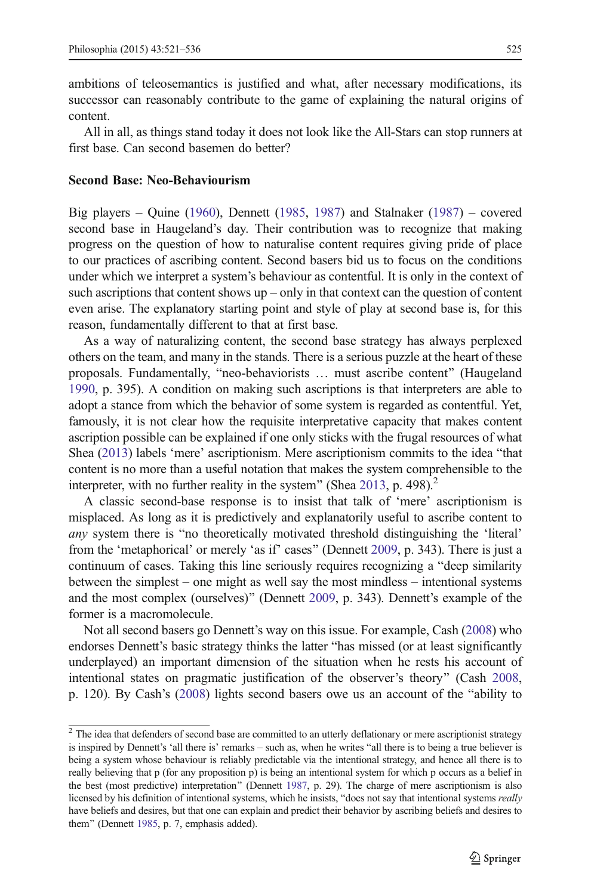ambitions of teleosemantics is justified and what, after necessary modifications, its successor can reasonably contribute to the game of explaining the natural origins of content.

All in all, as things stand today it does not look like the All-Stars can stop runners at first base. Can second basemen do better?

### Second Base: Neo-Behaviourism

Big players – Quine (1960), Dennett (1985, 1987) and Stalnaker (1987) – covered second base in Haugeland's day. Their contribution was to recognize that making progress on the question of how to naturalise content requires giving pride of place to our practices of ascribing content. Second basers bid us to focus on the conditions under which we interpret a system's behaviour as contentful. It is only in the context of such ascriptions that content shows up – only in that context can the question of content even arise. The explanatory starting point and style of play at second base is, for this reason, fundamentally different to that at first base.

As a way of naturalizing content, the second base strategy has always perplexed others on the team, and many in the stands. There is a serious puzzle at the heart of these proposals. Fundamentally, "neo-behaviorists … must ascribe content" (Haugeland 1990, p. 395). A condition on making such ascriptions is that interpreters are able to adopt a stance from which the behavior of some system is regarded as contentful. Yet, famously, it is not clear how the requisite interpretative capacity that makes content ascription possible can be explained if one only sticks with the frugal resources of what Shea (2013) labels 'mere' ascriptionism. Mere ascriptionism commits to the idea "that content is no more than a useful notation that makes the system comprehensible to the interpreter, with no further reality in the system" (Shea 2013, p. 498).[2]

A classic second-base response is to insist that talk of 'mere' ascriptionism is misplaced. As long as it is predictively and explanatorily useful to ascribe content to *any* system there is "no theoretically motivated threshold distinguishing the 'literal' from the 'metaphorical' or merely 'as if' cases" (Dennett 2009, p. 343). There is just a continuum of cases. Taking this line seriously requires recognizing a "deep similarity between the simplest – one might as well say the most mindless – intentional systems and the most complex (ourselves)" (Dennett 2009, p. 343). Dennett's example of the former is a macromolecule.

Not all second basers go Dennett's way on this issue. For example, Cash (2008) who endorses Dennett's basic strategy thinks the latter "has missed (or at least significantly underplayed) an important dimension of the situation when he rests his account of intentional states on pragmatic justification of the observer's theory" (Cash 2008, p. 120). By Cash's (2008) lights second basers owe us an account of the "ability to

[2] The idea that defenders of second base are committed to an utterly deflationary or mere ascriptionist strategy is inspired by Dennett's 'all there is' remarks – such as, when he writes "all there is to being a true believer is being a system whose behaviour is reliably predictable via the intentional strategy, and hence all there is to really believing that p (for any proposition p) is being an intentional system for which p occurs as a belief in the best (most predictive) interpretation" (Dennett 1987, p. 29). The charge of mere ascriptionism is also licensed by his definition of intentional systems, which he insists, "does not say that intentional systems *really* have beliefs and desires, but that one can explain and predict their behavior by ascribing beliefs and desires to them" (Dennett 1985, p. 7, emphasis added).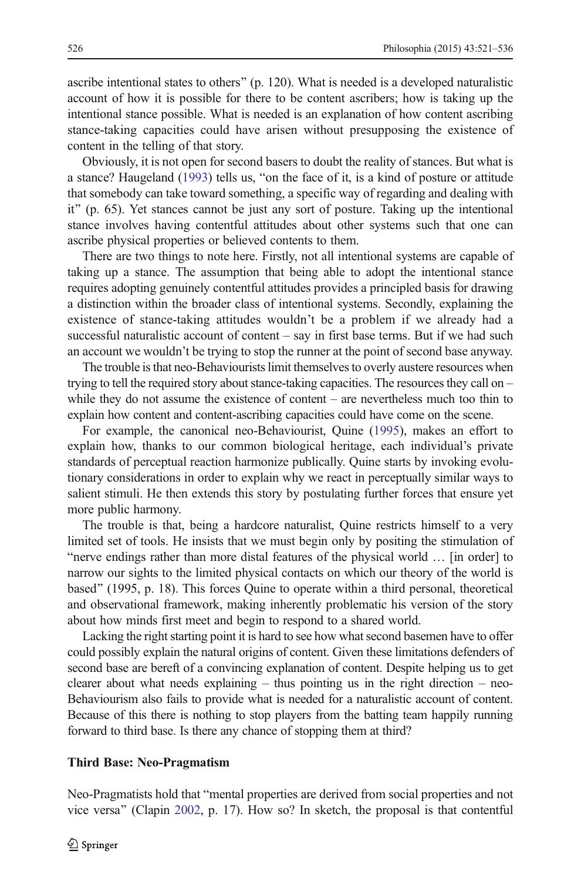ascribe intentional states to others" (p. 120). What is needed is a developed naturalistic account of how it is possible for there to be content ascribers; how is taking up the intentional stance possible. What is needed is an explanation of how content ascribing stance-taking capacities could have arisen without presupposing the existence of content in the telling of that story.

Obviously, it is not open for second basers to doubt the reality of stances. But what is a stance? Haugeland (1993) tells us, "on the face of it, is a kind of posture or attitude that somebody can take toward something, a specific way of regarding and dealing with it" (p. 65). Yet stances cannot be just any sort of posture. Taking up the intentional stance involves having contentful attitudes about other systems such that one can ascribe physical properties or believed contents to them.

There are two things to note here. Firstly, not all intentional systems are capable of taking up a stance. The assumption that being able to adopt the intentional stance requires adopting genuinely contentful attitudes provides a principled basis for drawing a distinction within the broader class of intentional systems. Secondly, explaining the existence of stance-taking attitudes wouldn't be a problem if we already had a successful naturalistic account of content – say in first base terms. But if we had such an account we wouldn't be trying to stop the runner at the point of second base anyway.

The trouble is that neo-Behaviourists limit themselves to overly austere resources when trying to tell the required story about stance-taking capacities. The resources they call on – while they do not assume the existence of content – are nevertheless much too thin to explain how content and content-ascribing capacities could have come on the scene.

For example, the canonical neo-Behaviourist, Quine (1995), makes an effort to explain how, thanks to our common biological heritage, each individual's private standards of perceptual reaction harmonize publically. Quine starts by invoking evolutionary considerations in order to explain why we react in perceptually similar ways to salient stimuli. He then extends this story by postulating further forces that ensure yet more public harmony.

The trouble is that, being a hardcore naturalist, Quine restricts himself to a very limited set of tools. He insists that we must begin only by positing the stimulation of "nerve endings rather than more distal features of the physical world … [in order] to narrow our sights to the limited physical contacts on which our theory of the world is based" (1995, p. 18). This forces Quine to operate within a third personal, theoretical and observational framework, making inherently problematic his version of the story about how minds first meet and begin to respond to a shared world.

Lacking the right starting point it is hard to see how what second basemen have to offer could possibly explain the natural origins of content. Given these limitations defenders of second base are bereft of a convincing explanation of content. Despite helping us to get clearer about what needs explaining – thus pointing us in the right direction – neo-Behaviourism also fails to provide what is needed for a naturalistic account of content. Because of this there is nothing to stop players from the batting team happily running forward to third base. Is there any chance of stopping them at third?

### Third Base: Neo-Pragmatism

Neo-Pragmatists hold that "mental properties are derived from social properties and not vice versa" (Clapin 2002, p. 17). How so? In sketch, the proposal is that contentful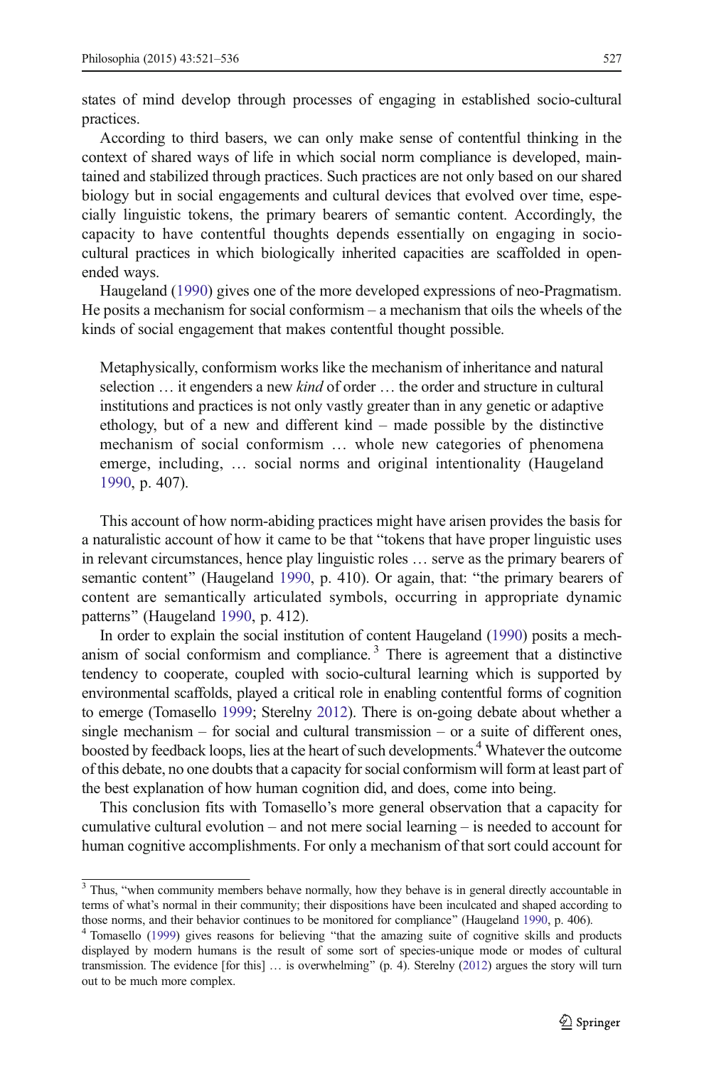states of mind develop through processes of engaging in established socio-cultural practices.

According to third basers, we can only make sense of contentful thinking in the context of shared ways of life in which social norm compliance is developed, maintained and stabilized through practices. Such practices are not only based on our shared biology but in social engagements and cultural devices that evolved over time, especially linguistic tokens, the primary bearers of semantic content. Accordingly, the capacity to have contentful thoughts depends essentially on engaging in socio-cultural practices in which biologically inherited capacities are scaffolded in open-ended ways.

Haugeland (1990) gives one of the more developed expressions of neo-Pragmatism. He posits a mechanism for social conformism – a mechanism that oils the wheels of the kinds of social engagement that makes contentful thought possible.

> Metaphysically, conformism works like the mechanism of inheritance and natural selection … it engenders a new *kind* of order … the order and structure in cultural institutions and practices is not only vastly greater than in any genetic or adaptive ethology, but of a new and different kind – made possible by the distinctive mechanism of social conformism … whole new categories of phenomena emerge, including, … social norms and original intentionality (Haugeland 1990, p. 407).

This account of how norm-abiding practices might have arisen provides the basis for a naturalistic account of how it came to be that "tokens that have proper linguistic uses in relevant circumstances, hence play linguistic roles … serve as the primary bearers of semantic content" (Haugeland 1990, p. 410). Or again, that: "the primary bearers of content are semantically articulated symbols, occurring in appropriate dynamic patterns" (Haugeland 1990, p. 412).

In order to explain the social institution of content Haugeland (1990) posits a mechanism of social conformism and compliance.[3] There is agreement that a distinctive tendency to cooperate, coupled with socio-cultural learning which is supported by environmental scaffolds, played a critical role in enabling contentful forms of cognition to emerge (Tomasello 1999; Sterelny 2012). There is on-going debate about whether a single mechanism – for social and cultural transmission – or a suite of different ones, boosted by feedback loops, lies at the heart of such developments.[4] Whatever the outcome of this debate, no one doubts that a capacity for social conformism will form at least part of the best explanation of how human cognition did, and does, come into being.

This conclusion fits with Tomasello's more general observation that a capacity for cumulative cultural evolution – and not mere social learning – is needed to account for human cognitive accomplishments. For only a mechanism of that sort could account for

---

[3] Thus, "when community members behave normally, how they behave is in general directly accountable in terms of what's normal in their community; their dispositions have been inculcated and shaped according to those norms, and their behavior continues to be monitored for compliance" (Haugeland 1990, p. 406).

[4] Tomasello (1999) gives reasons for believing "that the amazing suite of cognitive skills and products displayed by modern humans is the result of some sort of species-unique mode or modes of cultural transmission. The evidence [for this] … is overwhelming" (p. 4). Sterelny (2012) argues the story will turn out to be much more complex.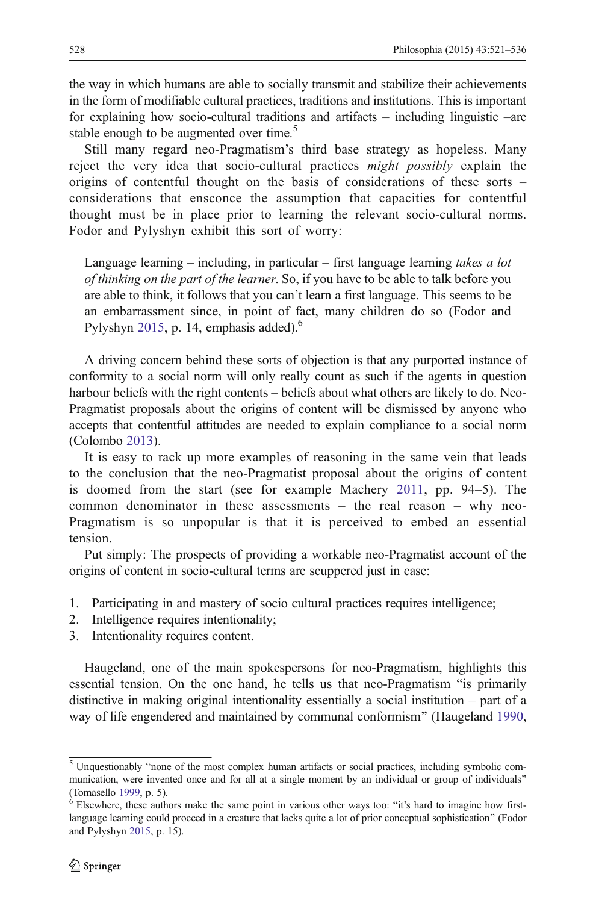the way in which humans are able to socially transmit and stabilize their achievements in the form of modifiable cultural practices, traditions and institutions. This is important for explaining how socio-cultural traditions and artifacts – including linguistic –are stable enough to be augmented over time.[5]

Still many regard neo-Pragmatism's third base strategy as hopeless. Many reject the very idea that socio-cultural practices *might possibly* explain the origins of contentful thought on the basis of considerations of these sorts – considerations that ensconce the assumption that capacities for contentful thought must be in place prior to learning the relevant socio-cultural norms. Fodor and Pylyshyn exhibit this sort of worry:

> Language learning – including, in particular – first language learning *takes a lot of thinking on the part of the learner*. So, if you have to be able to talk before you are able to think, it follows that you can't learn a first language. This seems to be an embarrassment since, in point of fact, many children do so (Fodor and Pylyshyn 2015, p. 14, emphasis added).[6]

A driving concern behind these sorts of objection is that any purported instance of conformity to a social norm will only really count as such if the agents in question harbour beliefs with the right contents – beliefs about what others are likely to do. Neo-Pragmatist proposals about the origins of content will be dismissed by anyone who accepts that contentful attitudes are needed to explain compliance to a social norm (Colombo 2013).

It is easy to rack up more examples of reasoning in the same vein that leads to the conclusion that the neo-Pragmatist proposal about the origins of content is doomed from the start (see for example Machery 2011, pp. 94–5). The common denominator in these assessments – the real reason – why neo-Pragmatism is so unpopular is that it is perceived to embed an essential tension.

Put simply: The prospects of providing a workable neo-Pragmatist account of the origins of content in socio-cultural terms are scuppered just in case:

1. Participating in and mastery of socio cultural practices requires intelligence;
2. Intelligence requires intentionality;
3. Intentionality requires content.

Haugeland, one of the main spokespersons for neo-Pragmatism, highlights this essential tension. On the one hand, he tells us that neo-Pragmatism "is primarily distinctive in making original intentionality essentially a social institution – part of a way of life engendered and maintained by communal conformism" (Haugeland 1990,

[5] Unquestionably "none of the most complex human artifacts or social practices, including symbolic communication, were invented once and for all at a single moment by an individual or group of individuals" (Tomasello 1999, p. 5).

[6] Elsewhere, these authors make the same point in various other ways too: "it's hard to imagine how first-language learning could proceed in a creature that lacks quite a lot of prior conceptual sophistication" (Fodor and Pylyshyn 2015, p. 15).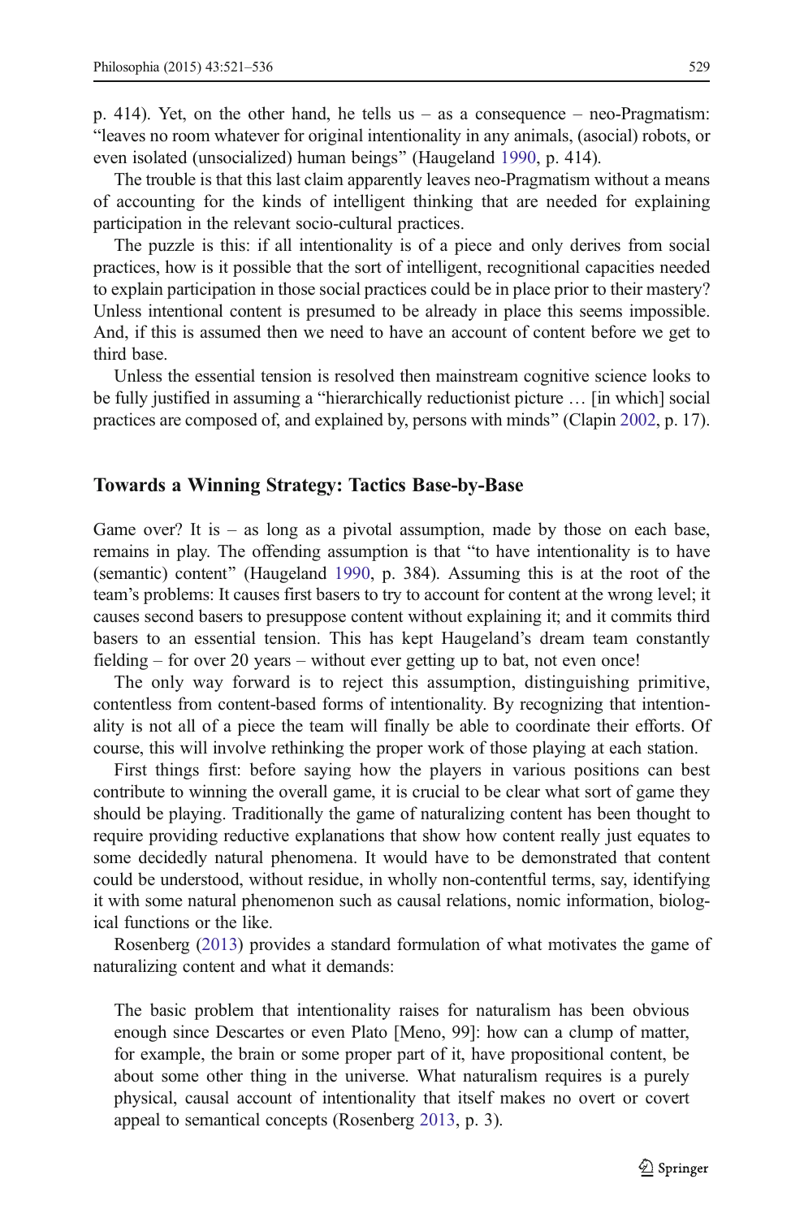p. 414). Yet, on the other hand, he tells us – as a consequence – neo-Pragmatism: "leaves no room whatever for original intentionality in any animals, (asocial) robots, or even isolated (unsocialized) human beings" (Haugeland 1990, p. 414).

The trouble is that this last claim apparently leaves neo-Pragmatism without a means of accounting for the kinds of intelligent thinking that are needed for explaining participation in the relevant socio-cultural practices.

The puzzle is this: if all intentionality is of a piece and only derives from social practices, how is it possible that the sort of intelligent, recognitional capacities needed to explain participation in those social practices could be in place prior to their mastery? Unless intentional content is presumed to be already in place this seems impossible. And, if this is assumed then we need to have an account of content before we get to third base.

Unless the essential tension is resolved then mainstream cognitive science looks to be fully justified in assuming a "hierarchically reductionist picture … [in which] social practices are composed of, and explained by, persons with minds" (Clapin 2002, p. 17).

## Towards a Winning Strategy: Tactics Base-by-Base

Game over? It is – as long as a pivotal assumption, made by those on each base, remains in play. The offending assumption is that "to have intentionality is to have (semantic) content" (Haugeland 1990, p. 384). Assuming this is at the root of the team's problems: It causes first basers to try to account for content at the wrong level; it causes second basers to presuppose content without explaining it; and it commits third basers to an essential tension. This has kept Haugeland's dream team constantly fielding – for over 20 years – without ever getting up to bat, not even once!

The only way forward is to reject this assumption, distinguishing primitive, contentless from content-based forms of intentionality. By recognizing that intentionality is not all of a piece the team will finally be able to coordinate their efforts. Of course, this will involve rethinking the proper work of those playing at each station.

First things first: before saying how the players in various positions can best contribute to winning the overall game, it is crucial to be clear what sort of game they should be playing. Traditionally the game of naturalizing content has been thought to require providing reductive explanations that show how content really just equates to some decidedly natural phenomena. It would have to be demonstrated that content could be understood, without residue, in wholly non-contentful terms, say, identifying it with some natural phenomenon such as causal relations, nomic information, biological functions or the like.

Rosenberg (2013) provides a standard formulation of what motivates the game of naturalizing content and what it demands:

> The basic problem that intentionality raises for naturalism has been obvious enough since Descartes or even Plato [Meno, 99]: how can a clump of matter, for example, the brain or some proper part of it, have propositional content, be about some other thing in the universe. What naturalism requires is a purely physical, causal account of intentionality that itself makes no overt or covert appeal to semantical concepts (Rosenberg 2013, p. 3).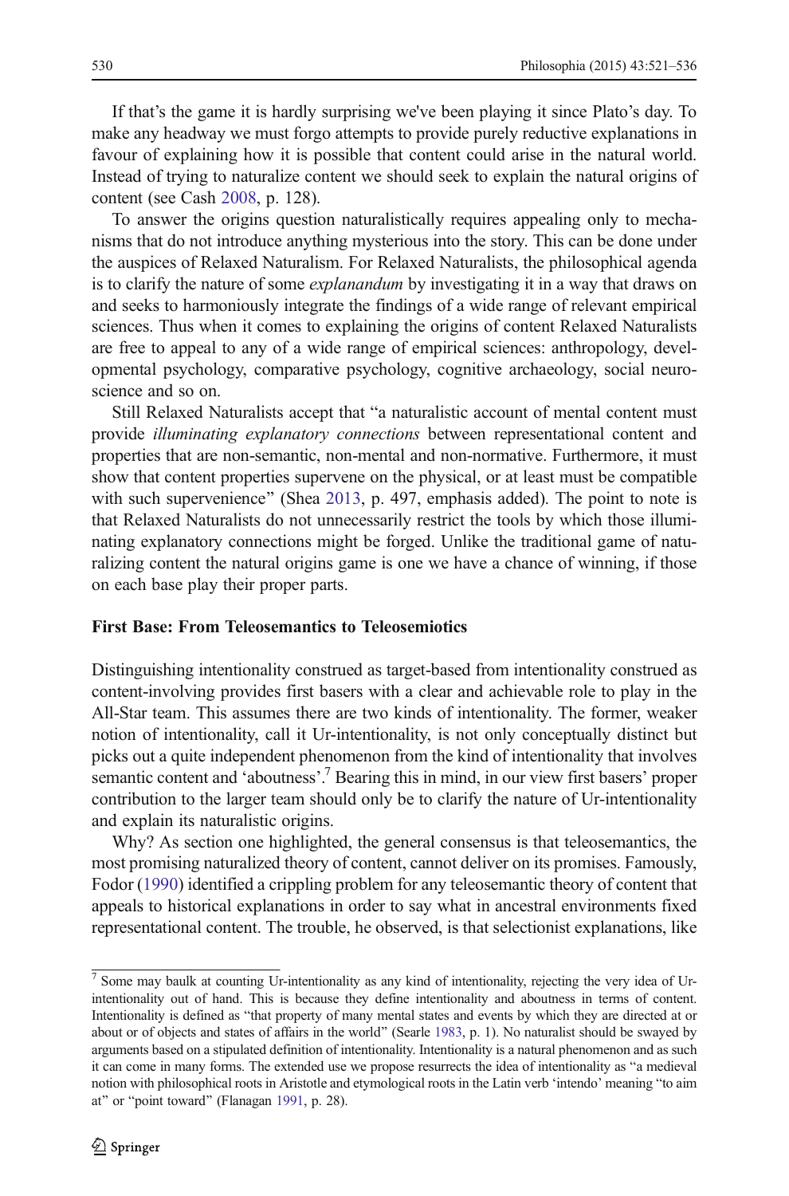If that's the game it is hardly surprising we've been playing it since Plato's day. To make any headway we must forgo attempts to provide purely reductive explanations in favour of explaining how it is possible that content could arise in the natural world. Instead of trying to naturalize content we should seek to explain the natural origins of content (see Cash 2008, p. 128).

To answer the origins question naturalistically requires appealing only to mechanisms that do not introduce anything mysterious into the story. This can be done under the auspices of Relaxed Naturalism. For Relaxed Naturalists, the philosophical agenda is to clarify the nature of some *explanandum* by investigating it in a way that draws on and seeks to harmoniously integrate the findings of a wide range of relevant empirical sciences. Thus when it comes to explaining the origins of content Relaxed Naturalists are free to appeal to any of a wide range of empirical sciences: anthropology, developmental psychology, comparative psychology, cognitive archaeology, social neuroscience and so on.

Still Relaxed Naturalists accept that "a naturalistic account of mental content must provide *illuminating explanatory connections* between representational content and properties that are non-semantic, non-mental and non-normative. Furthermore, it must show that content properties supervene on the physical, or at least must be compatible with such supervenience" (Shea 2013, p. 497, emphasis added). The point to note is that Relaxed Naturalists do not unnecessarily restrict the tools by which those illuminating explanatory connections might be forged. Unlike the traditional game of naturalizing content the natural origins game is one we have a chance of winning, if those on each base play their proper parts.

## First Base: From Teleosemantics to Teleosemiotics

Distinguishing intentionality construed as target-based from intentionality construed as content-involving provides first basers with a clear and achievable role to play in the All-Star team. This assumes there are two kinds of intentionality. The former, weaker notion of intentionality, call it Ur-intentionality, is not only conceptually distinct but picks out a quite independent phenomenon from the kind of intentionality that involves semantic content and 'aboutness'.[7] Bearing this in mind, in our view first basers' proper contribution to the larger team should only be to clarify the nature of Ur-intentionality and explain its naturalistic origins.

Why? As section one highlighted, the general consensus is that teleosemantics, the most promising naturalized theory of content, cannot deliver on its promises. Famously, Fodor (1990) identified a crippling problem for any teleosemantic theory of content that appeals to historical explanations in order to say what in ancestral environments fixed representational content. The trouble, he observed, is that selectionist explanations, like

---

[7] Some may baulk at counting Ur-intentionality as any kind of intentionality, rejecting the very idea of Ur-intentionality out of hand. This is because they define intentionality and aboutness in terms of content. Intentionality is defined as "that property of many mental states and events by which they are directed at or about or of objects and states of affairs in the world" (Searle 1983, p. 1). No naturalist should be swayed by arguments based on a stipulated definition of intentionality. Intentionality is a natural phenomenon and as such it can come in many forms. The extended use we propose resurrects the idea of intentionality as "a medieval notion with philosophical roots in Aristotle and etymological roots in the Latin verb 'intendo' meaning "to aim at" or "point toward" (Flanagan 1991, p. 28).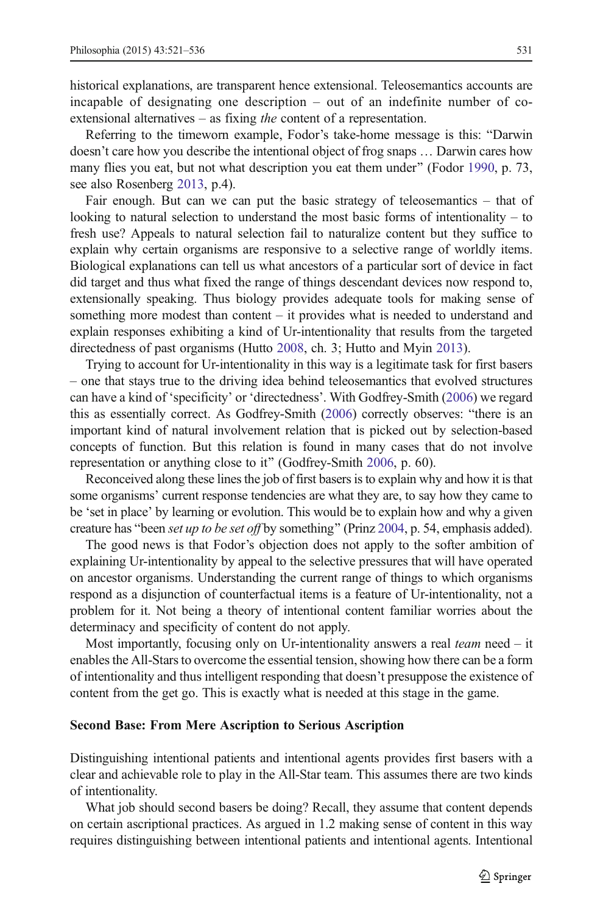historical explanations, are transparent hence extensional. Teleosemantics accounts are incapable of designating one description – out of an indefinite number of co-extensional alternatives – as fixing *the* content of a representation.

Referring to the timeworn example, Fodor's take-home message is this: "Darwin doesn't care how you describe the intentional object of frog snaps … Darwin cares how many flies you eat, but not what description you eat them under" (Fodor 1990, p. 73, see also Rosenberg 2013, p.4).

Fair enough. But can we can put the basic strategy of teleosemantics – that of looking to natural selection to understand the most basic forms of intentionality – to fresh use? Appeals to natural selection fail to naturalize content but they suffice to explain why certain organisms are responsive to a selective range of worldly items. Biological explanations can tell us what ancestors of a particular sort of device in fact did target and thus what fixed the range of things descendant devices now respond to, extensionally speaking. Thus biology provides adequate tools for making sense of something more modest than content – it provides what is needed to understand and explain responses exhibiting a kind of Ur-intentionality that results from the targeted directedness of past organisms (Hutto 2008, ch. 3; Hutto and Myin 2013).

Trying to account for Ur-intentionality in this way is a legitimate task for first basers – one that stays true to the driving idea behind teleosemantics that evolved structures can have a kind of 'specificity' or 'directedness'. With Godfrey-Smith (2006) we regard this as essentially correct. As Godfrey-Smith (2006) correctly observes: "there is an important kind of natural involvement relation that is picked out by selection-based concepts of function. But this relation is found in many cases that do not involve representation or anything close to it" (Godfrey-Smith 2006, p. 60).

Reconceived along these lines the job of first basers is to explain why and how it is that some organisms' current response tendencies are what they are, to say how they came to be 'set in place' by learning or evolution. This would be to explain how and why a given creature has "been *set up to be set off* by something" (Prinz 2004, p. 54, emphasis added).

The good news is that Fodor's objection does not apply to the softer ambition of explaining Ur-intentionality by appeal to the selective pressures that will have operated on ancestor organisms. Understanding the current range of things to which organisms respond as a disjunction of counterfactual items is a feature of Ur-intentionality, not a problem for it. Not being a theory of intentional content familiar worries about the determinacy and specificity of content do not apply.

Most importantly, focusing only on Ur-intentionality answers a real *team* need – it enables the All-Stars to overcome the essential tension, showing how there can be a form of intentionality and thus intelligent responding that doesn't presuppose the existence of content from the get go. This is exactly what is needed at this stage in the game.

## Second Base: From Mere Ascription to Serious Ascription

Distinguishing intentional patients and intentional agents provides first basers with a clear and achievable role to play in the All-Star team. This assumes there are two kinds of intentionality.

What job should second basers be doing? Recall, they assume that content depends on certain ascriptional practices. As argued in 1.2 making sense of content in this way requires distinguishing between intentional patients and intentional agents. Intentional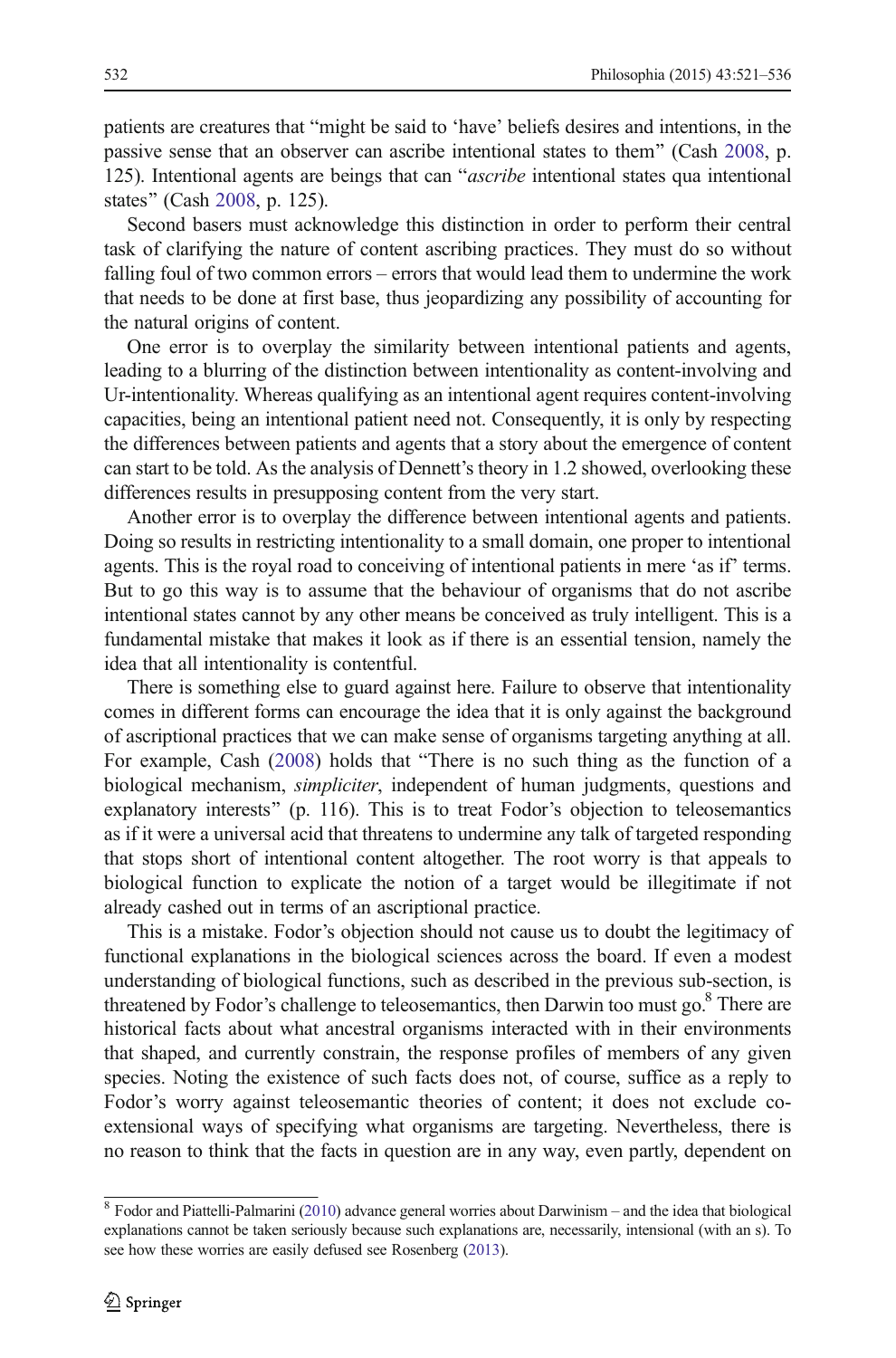patients are creatures that "might be said to 'have' beliefs desires and intentions, in the passive sense that an observer can ascribe intentional states to them" (Cash 2008, p. 125). Intentional agents are beings that can "*ascribe* intentional states qua intentional states" (Cash 2008, p. 125).

Second basers must acknowledge this distinction in order to perform their central task of clarifying the nature of content ascribing practices. They must do so without falling foul of two common errors – errors that would lead them to undermine the work that needs to be done at first base, thus jeopardizing any possibility of accounting for the natural origins of content.

One error is to overplay the similarity between intentional patients and agents, leading to a blurring of the distinction between intentionality as content-involving and Ur-intentionality. Whereas qualifying as an intentional agent requires content-involving capacities, being an intentional patient need not. Consequently, it is only by respecting the differences between patients and agents that a story about the emergence of content can start to be told. As the analysis of Dennett's theory in 1.2 showed, overlooking these differences results in presupposing content from the very start.

Another error is to overplay the difference between intentional agents and patients. Doing so results in restricting intentionality to a small domain, one proper to intentional agents. This is the royal road to conceiving of intentional patients in mere 'as if' terms. But to go this way is to assume that the behaviour of organisms that do not ascribe intentional states cannot by any other means be conceived as truly intelligent. This is a fundamental mistake that makes it look as if there is an essential tension, namely the idea that all intentionality is contentful.

There is something else to guard against here. Failure to observe that intentionality comes in different forms can encourage the idea that it is only against the background of ascriptional practices that we can make sense of organisms targeting anything at all. For example, Cash (2008) holds that "There is no such thing as the function of a biological mechanism, *simpliciter*, independent of human judgments, questions and explanatory interests" (p. 116). This is to treat Fodor's objection to teleosemantics as if it were a universal acid that threatens to undermine any talk of targeted responding that stops short of intentional content altogether. The root worry is that appeals to biological function to explicate the notion of a target would be illegitimate if not already cashed out in terms of an ascriptional practice.

This is a mistake. Fodor's objection should not cause us to doubt the legitimacy of functional explanations in the biological sciences across the board. If even a modest understanding of biological functions, such as described in the previous sub-section, is threatened by Fodor's challenge to teleosemantics, then Darwin too must go.[8] There are historical facts about what ancestral organisms interacted with in their environments that shaped, and currently constrain, the response profiles of members of any given species. Noting the existence of such facts does not, of course, suffice as a reply to Fodor's worry against teleosemantic theories of content; it does not exclude co-extensional ways of specifying what organisms are targeting. Nevertheless, there is no reason to think that the facts in question are in any way, even partly, dependent on

[8] Fodor and Piattelli-Palmarini (2010) advance general worries about Darwinism – and the idea that biological explanations cannot be taken seriously because such explanations are, necessarily, intensional (with an s). To see how these worries are easily defused see Rosenberg (2013).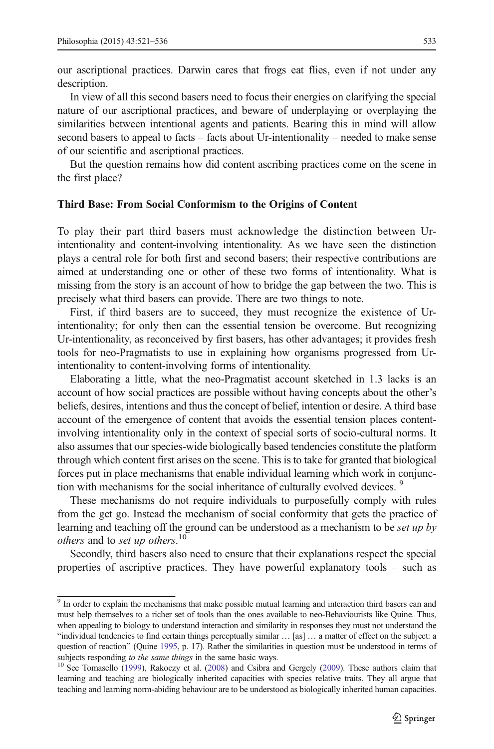our ascriptional practices. Darwin cares that frogs eat flies, even if not under any description.

In view of all this second basers need to focus their energies on clarifying the special nature of our ascriptional practices, and beware of underplaying or overplaying the similarities between intentional agents and patients. Bearing this in mind will allow second basers to appeal to facts – facts about Ur-intentionality – needed to make sense of our scientific and ascriptional practices.

But the question remains how did content ascribing practices come on the scene in the first place?

### Third Base: From Social Conformism to the Origins of Content

To play their part third basers must acknowledge the distinction between Ur-intentionality and content-involving intentionality. As we have seen the distinction plays a central role for both first and second basers; their respective contributions are aimed at understanding one or other of these two forms of intentionality. What is missing from the story is an account of how to bridge the gap between the two. This is precisely what third basers can provide. There are two things to note.

First, if third basers are to succeed, they must recognize the existence of Ur-intentionality; for only then can the essential tension be overcome. But recognizing Ur-intentionality, as reconceived by first basers, has other advantages; it provides fresh tools for neo-Pragmatists to use in explaining how organisms progressed from Ur-intentionality to content-involving forms of intentionality.

Elaborating a little, what the neo-Pragmatist account sketched in 1.3 lacks is an account of how social practices are possible without having concepts about the other's beliefs, desires, intentions and thus the concept of belief, intention or desire. A third base account of the emergence of content that avoids the essential tension places content-involving intentionality only in the context of special sorts of socio-cultural norms. It also assumes that our species-wide biologically based tendencies constitute the platform through which content first arises on the scene. This is to take for granted that biological forces put in place mechanisms that enable individual learning which work in conjunction with mechanisms for the social inheritance of culturally evolved devices. [9]

These mechanisms do not require individuals to purposefully comply with rules from the get go. Instead the mechanism of social conformity that gets the practice of learning and teaching off the ground can be understood as a mechanism to be *set up by others* and to *set up others*.[10]

Secondly, third basers also need to ensure that their explanations respect the special properties of ascriptive practices. They have powerful explanatory tools – such as

---

[9] In order to explain the mechanisms that make possible mutual learning and interaction third basers can and must help themselves to a richer set of tools than the ones available to neo-Behaviourists like Quine. Thus, when appealing to biology to understand interaction and similarity in responses they must not understand the "individual tendencies to find certain things perceptually similar … [as] … a matter of effect on the subject: a question of reaction" (Quine 1995, p. 17). Rather the similarities in question must be understood in terms of subjects responding *to the same things* in the same basic ways.

[10] See Tomasello (1999), Rakoczy et al. (2008) and Csibra and Gergely (2009). These authors claim that learning and teaching are biologically inherited capacities with species relative traits. They all argue that teaching and learning norm-abiding behaviour are to be understood as biologically inherited human capacities.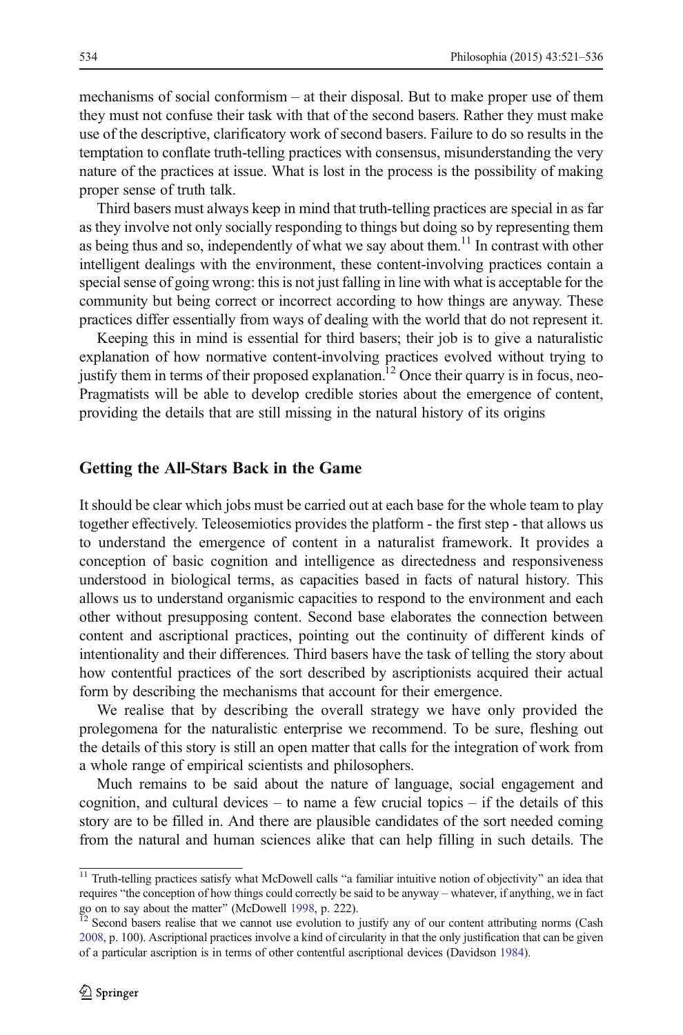mechanisms of social conformism – at their disposal. But to make proper use of them they must not confuse their task with that of the second basers. Rather they must make use of the descriptive, clarificatory work of second basers. Failure to do so results in the temptation to conflate truth-telling practices with consensus, misunderstanding the very nature of the practices at issue. What is lost in the process is the possibility of making proper sense of truth talk.

Third basers must always keep in mind that truth-telling practices are special in as far as they involve not only socially responding to things but doing so by representing them as being thus and so, independently of what we say about them.[11] In contrast with other intelligent dealings with the environment, these content-involving practices contain a special sense of going wrong: this is not just falling in line with what is acceptable for the community but being correct or incorrect according to how things are anyway. These practices differ essentially from ways of dealing with the world that do not represent it.

Keeping this in mind is essential for third basers; their job is to give a naturalistic explanation of how normative content-involving practices evolved without trying to justify them in terms of their proposed explanation.[12] Once their quarry is in focus, neo-Pragmatists will be able to develop credible stories about the emergence of content, providing the details that are still missing in the natural history of its origins

## Getting the All-Stars Back in the Game

It should be clear which jobs must be carried out at each base for the whole team to play together effectively. Teleosemiotics provides the platform - the first step - that allows us to understand the emergence of content in a naturalist framework. It provides a conception of basic cognition and intelligence as directedness and responsiveness understood in biological terms, as capacities based in facts of natural history. This allows us to understand organismic capacities to respond to the environment and each other without presupposing content. Second base elaborates the connection between content and ascriptional practices, pointing out the continuity of different kinds of intentionality and their differences. Third basers have the task of telling the story about how contentful practices of the sort described by ascriptionists acquired their actual form by describing the mechanisms that account for their emergence.

We realise that by describing the overall strategy we have only provided the prolegomena for the naturalistic enterprise we recommend. To be sure, fleshing out the details of this story is still an open matter that calls for the integration of work from a whole range of empirical scientists and philosophers.

Much remains to be said about the nature of language, social engagement and cognition, and cultural devices – to name a few crucial topics – if the details of this story are to be filled in. And there are plausible candidates of the sort needed coming from the natural and human sciences alike that can help filling in such details. The

---

[11] Truth-telling practices satisfy what McDowell calls "a familiar intuitive notion of objectivity" an idea that requires "the conception of how things could correctly be said to be anyway – whatever, if anything, we in fact go on to say about the matter" (McDowell 1998, p. 222).

[12] Second basers realise that we cannot use evolution to justify any of our content attributing norms (Cash 2008, p. 100). Ascriptional practices involve a kind of circularity in that the only justification that can be given of a particular ascription is in terms of other contentful ascriptional devices (Davidson 1984).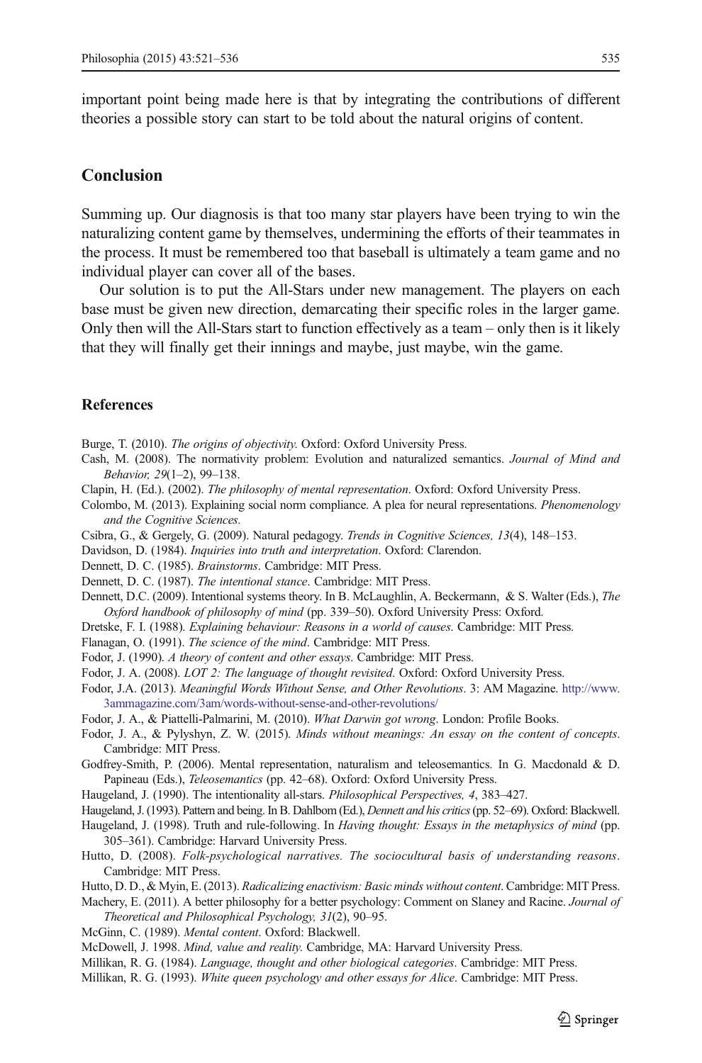important point being made here is that by integrating the contributions of different theories a possible story can start to be told about the natural origins of content.

## Conclusion

Summing up. Our diagnosis is that too many star players have been trying to win the naturalizing content game by themselves, undermining the efforts of their teammates in the process. It must be remembered too that baseball is ultimately a team game and no individual player can cover all of the bases.

Our solution is to put the All-Stars under new management. The players on each base must be given new direction, demarcating their specific roles in the larger game. Only then will the All-Stars start to function effectively as a team – only then is it likely that they will finally get their innings and maybe, just maybe, win the game.

## References

Burge, T. (2010). *The origins of objectivity.* Oxford: Oxford University Press.

Cash, M. (2008). The normativity problem: Evolution and naturalized semantics. *Journal of Mind and Behavior, 29*(1–2), 99–138.

Clapin, H. (Ed.). (2002). *The philosophy of mental representation*. Oxford: Oxford University Press.

Colombo, M. (2013). Explaining social norm compliance. A plea for neural representations. *Phenomenology and the Cognitive Sciences.*

Csibra, G., & Gergely, G. (2009). Natural pedagogy. *Trends in Cognitive Sciences, 13*(4), 148–153.

Davidson, D. (1984). *Inquiries into truth and interpretation*. Oxford: Clarendon.

Dennett, D. C. (1985). *Brainstorms*. Cambridge: MIT Press.

Dennett, D. C. (1987). *The intentional stance*. Cambridge: MIT Press.

Dennett, D.C. (2009). Intentional systems theory. In B. McLaughlin, A. Beckermann, & S. Walter (Eds.), *The Oxford handbook of philosophy of mind* (pp. 339–50). Oxford University Press: Oxford.

Dretske, F. I. (1988). *Explaining behaviour: Reasons in a world of causes.* Cambridge: MIT Press.

Flanagan, O. (1991). *The science of the mind*. Cambridge: MIT Press.

Fodor, J. (1990). *A theory of content and other essays*. Cambridge: MIT Press.

Fodor, J. A. (2008). *LOT 2: The language of thought revisited*. Oxford: Oxford University Press.

Fodor, J.A. (2013). *Meaningful Words Without Sense, and Other Revolutions*. 3: AM Magazine. http://www.3ammagazine.com/3am/words-without-sense-and-other-revolutions/

Fodor, J. A., & Piattelli-Palmarini, M. (2010). *What Darwin got wrong*. London: Profile Books.

Fodor, J. A., & Pylyshyn, Z. W. (2015). *Minds without meanings: An essay on the content of concepts*. Cambridge: MIT Press.

Godfrey-Smith, P. (2006). Mental representation, naturalism and teleosemantics. In G. Macdonald & D. Papineau (Eds.), *Teleosemantics* (pp. 42–68). Oxford: Oxford University Press.

Haugeland, J. (1990). The intentionality all-stars. *Philosophical Perspectives, 4*, 383–427.

Haugeland, J. (1993). Pattern and being. In B. Dahlbom (Ed.), *Dennett and his critics* (pp. 52–69). Oxford: Blackwell.

Haugeland, J. (1998). Truth and rule-following. In *Having thought: Essays in the metaphysics of mind* (pp. 305–361). Cambridge: Harvard University Press.

Hutto, D. (2008). *Folk-psychological narratives. The sociocultural basis of understanding reasons*. Cambridge: MIT Press.

Hutto, D. D., & Myin, E. (2013). *Radicalizing enactivism: Basic minds without content*. Cambridge: MIT Press.

Machery, E. (2011). A better philosophy for a better psychology: Comment on Slaney and Racine. *Journal of Theoretical and Philosophical Psychology, 31*(2), 90–95.

McGinn, C. (1989). *Mental content*. Oxford: Blackwell.

McDowell, J. 1998. *Mind, value and reality.* Cambridge, MA: Harvard University Press.

Millikan, R. G. (1984). *Language, thought and other biological categories*. Cambridge: MIT Press.

Millikan, R. G. (1993). *White queen psychology and other essays for Alice*. Cambridge: MIT Press.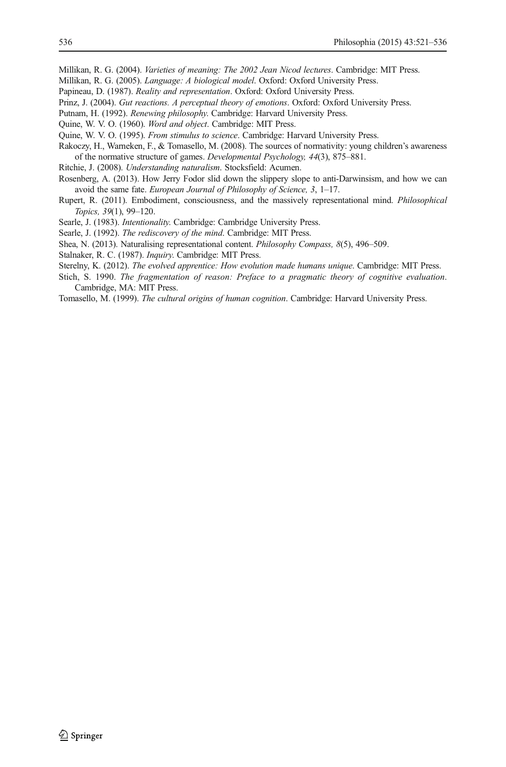Millikan, R. G. (2004). *Varieties of meaning: The 2002 Jean Nicod lectures*. Cambridge: MIT Press.

Millikan, R. G. (2005). *Language: A biological model*. Oxford: Oxford University Press.

Papineau, D. (1987). *Reality and representation*. Oxford: Oxford University Press.

Prinz, J. (2004). *Gut reactions. A perceptual theory of emotions*. Oxford: Oxford University Press.

Putnam, H. (1992). *Renewing philosophy*. Cambridge: Harvard University Press.

Quine, W. V. O. (1960). *Word and object*. Cambridge: MIT Press.

Quine, W. V. O. (1995). *From stimulus to science*. Cambridge: Harvard University Press.

Rakoczy, H., Warneken, F., & Tomasello, M. (2008). The sources of normativity: young children's awareness of the normative structure of games. *Developmental Psychology, 44*(3), 875–881.

Ritchie, J. (2008). *Understanding naturalism*. Stocksfield: Acumen.

Rosenberg, A. (2013). How Jerry Fodor slid down the slippery slope to anti-Darwinsism, and how we can avoid the same fate. *European Journal of Philosophy of Science, 3*, 1–17.

Rupert, R. (2011). Embodiment, consciousness, and the massively representational mind. *Philosophical Topics, 39*(1), 99–120.

Searle, J. (1983). *Intentionality*. Cambridge: Cambridge University Press.

Searle, J. (1992). *The rediscovery of the mind*. Cambridge: MIT Press.

Shea, N. (2013). Naturalising representational content. *Philosophy Compass, 8*(5), 496–509.

Stalnaker, R. C. (1987). *Inquiry*. Cambridge: MIT Press.

Sterelny, K. (2012). *The evolved apprentice: How evolution made humans unique*. Cambridge: MIT Press.

Stich, S. 1990. *The fragmentation of reason: Preface to a pragmatic theory of cognitive evaluation*. Cambridge, MA: MIT Press.

Tomasello, M. (1999). *The cultural origins of human cognition*. Cambridge: Harvard University Press.